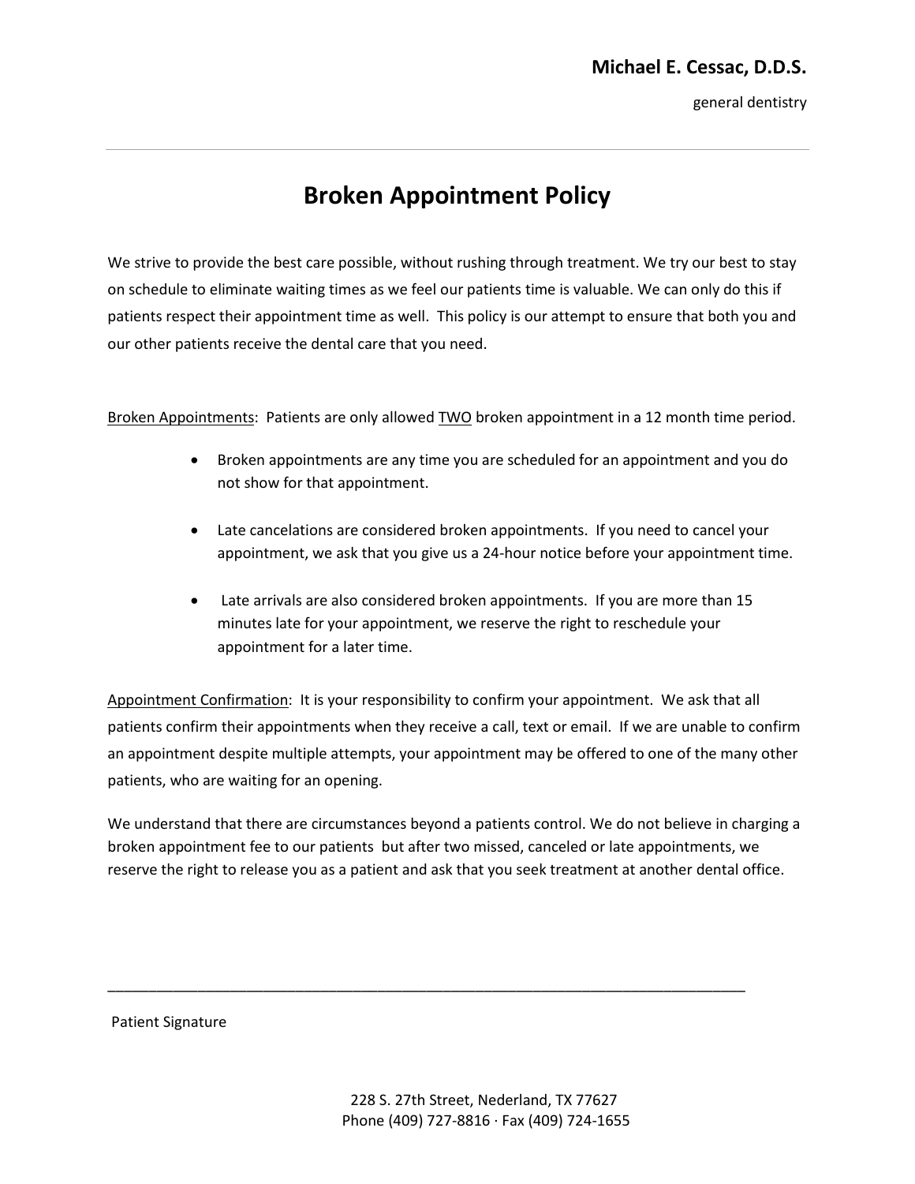**Michael E. Cessac, D.D.S.**

general dentistry

---

# Broken Appointment Policy

We strive to provide the best care possible, without rushing through treatment. We try our best to stay on schedule to eliminate waiting times as we feel our patients time is valuable. We can only do this if patients respect their appointment time as well. This policy is our attempt to ensure that both you and our other patients receive the dental care that you need.

<u>Broken Appointments</u>: Patients are only allowed <u>TWO</u> broken appointment in a 12 month time period.

- Broken appointments are any time you are scheduled for an appointment and you do not show for that appointment.
- Late cancelations are considered broken appointments. If you need to cancel your appointment, we ask that you give us a 24-hour notice before your appointment time.
- Late arrivals are also considered broken appointments. If you are more than 15 minutes late for your appointment, we reserve the right to reschedule your appointment for a later time.

<u>Appointment Confirmation</u>: It is your responsibility to confirm your appointment. We ask that all patients confirm their appointments when they receive a call, text or email. If we are unable to confirm an appointment despite multiple attempts, your appointment may be offered to one of the many other patients, who are waiting for an opening.

We understand that there are circumstances beyond a patients control. We do not believe in charging a broken appointment fee to our patients but after two missed, canceled or late appointments, we reserve the right to release you as a patient and ask that you seek treatment at another dental office.

\_\_\_\_\_\_\_\_\_\_\_\_\_\_\_\_\_\_\_\_\_\_\_\_\_\_\_\_\_\_\_\_\_\_\_\_\_\_\_\_\_\_\_\_\_\_\_\_\_\_\_\_\_\_\_\_\_\_\_\_\_\_\_\_\_\_\_\_\_\_\_\_

Patient Signature

228 S. 27th Street, Nederland, TX 77627
Phone (409) 727-8816 · Fax (409) 724-1655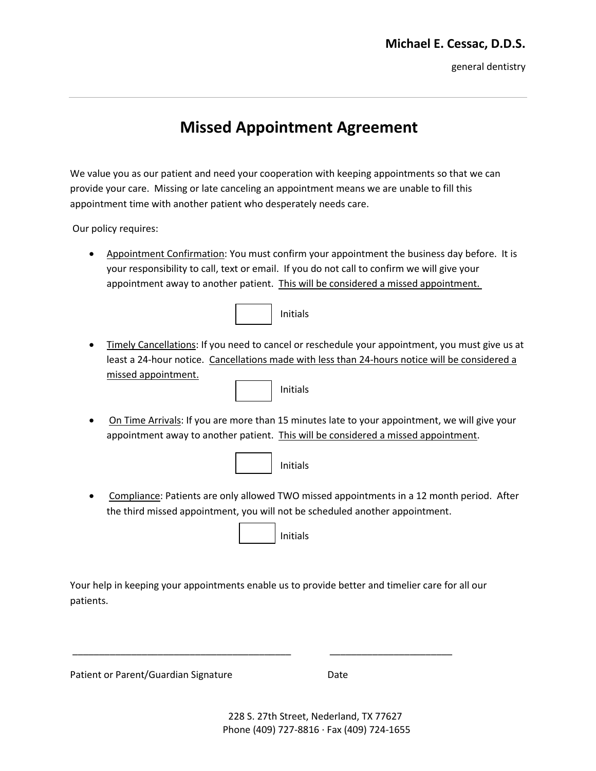**Michael E. Cessac, D.D.S.**

general dentistry

---

# Missed Appointment Agreement

We value you as our patient and need your cooperation with keeping appointments so that we can provide your care. Missing or late canceling an appointment means we are unable to fill this appointment time with another patient who desperately needs care.

Our policy requires:

- Appointment Confirmation: You must confirm your appointment the business day before. It is your responsibility to call, text or email. If you do not call to confirm we will give your appointment away to another patient. This will be considered a missed appointment.

  [ ] Initials

- Timely Cancellations: If you need to cancel or reschedule your appointment, you must give us at least a 24-hour notice. Cancellations made with less than 24-hours notice will be considered a missed appointment.

  [ ] Initials

- On Time Arrivals: If you are more than 15 minutes late to your appointment, we will give your appointment away to another patient. This will be considered a missed appointment.

  [ ] Initials

- Compliance: Patients are only allowed TWO missed appointments in a 12 month period. After the third missed appointment, you will not be scheduled another appointment.

  [ ] Initials

Your help in keeping your appointments enable us to provide better and timelier care for all our patients.

\_\_\_\_\_\_\_\_\_\_\_\_\_\_\_\_\_\_\_\_\_\_\_\_\_\_\_\_\_\_\_\_\_\_\_\_\_\_\_\_ \_\_\_\_\_\_\_\_\_\_\_\_\_\_\_\_\_\_\_\_\_\_\_\_

Patient or Parent/Guardian Signature Date

228 S. 27th Street, Nederland, TX 77627
Phone (409) 727-8816 · Fax (409) 724-1655